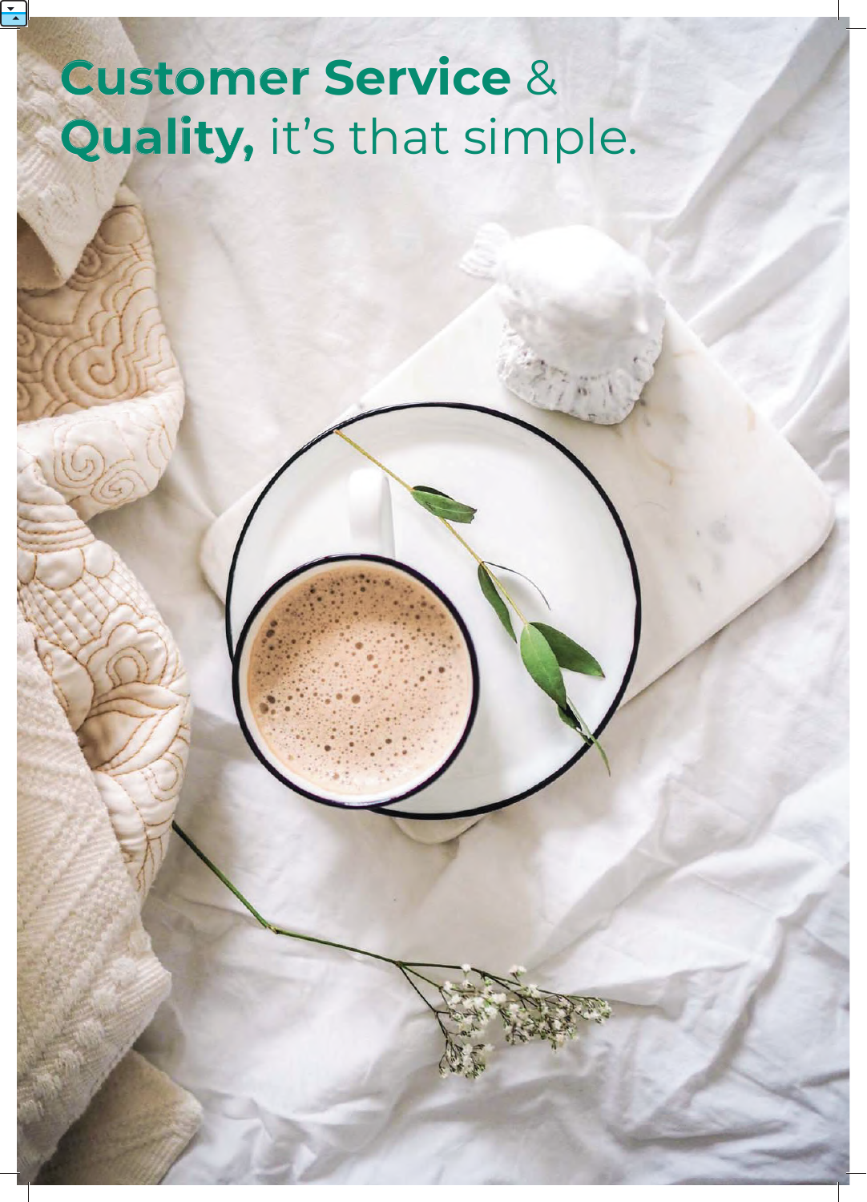# **Customer Service** & **Quality,** it's that simple.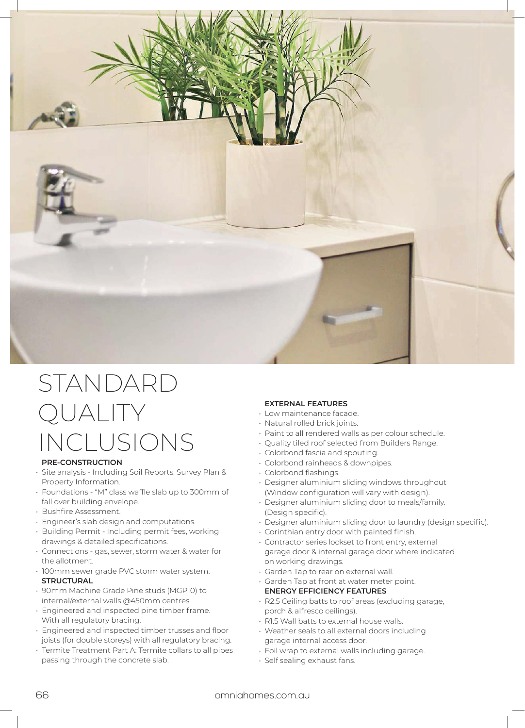# STANDARD QUALITY INCLUSIONS

**PRE-CONSTRUCTION**

- Site analysis - Including Soil Reports, Survey Plan & Property Information.
- Foundations - "M" class waffle slab up to 300mm of fall over building envelope.
- Bushfire Assessment.
- Engineer's slab design and computations.
- Building Permit - Including permit fees, working drawings & detailed specifications.
- Connections - gas, sewer, storm water & water for the allotment.
- 100mm sewer grade PVC storm water system.

**STRUCTURAL**

- 90mm Machine Grade Pine studs (MGP10) to internal/external walls @450mm centres.
- Engineered and inspected pine timber frame. With all regulatory bracing.
- Engineered and inspected timber trusses and floor joists (for double storeys) with all regulatory bracing.
- Termite Treatment Part A: Termite collars to all pipes passing through the concrete slab.

**EXTERNAL FEATURES**

- Low maintenance facade.
- Natural rolled brick joints.
- Paint to all rendered walls as per colour schedule.
- Quality tiled roof selected from Builders Range.
- Colorbond fascia and spouting.
- Colorbond rainheads & downpipes.
- Colorbond flashings.
- Designer aluminium sliding windows throughout (Window configuration will vary with design).
- Designer aluminium sliding door to meals/family. (Design specific).
- Designer aluminium sliding door to laundry (design specific).
- Corinthian entry door with painted finish.
- Contractor series lockset to front entry, external garage door & internal garage door where indicated on working drawings.
- Garden Tap to rear on external wall.
- Garden Tap at front at water meter point.

**ENERGY EFFICIENCY FEATURES**

- R2.5 Ceiling batts to roof areas (excluding garage, porch & alfresco ceilings).
- R1.5 Wall batts to external house walls.
- Weather seals to all external doors including garage internal access door.
- Foil wrap to external walls including garage.
- Self sealing exhaust fans.

omniahomes.com.au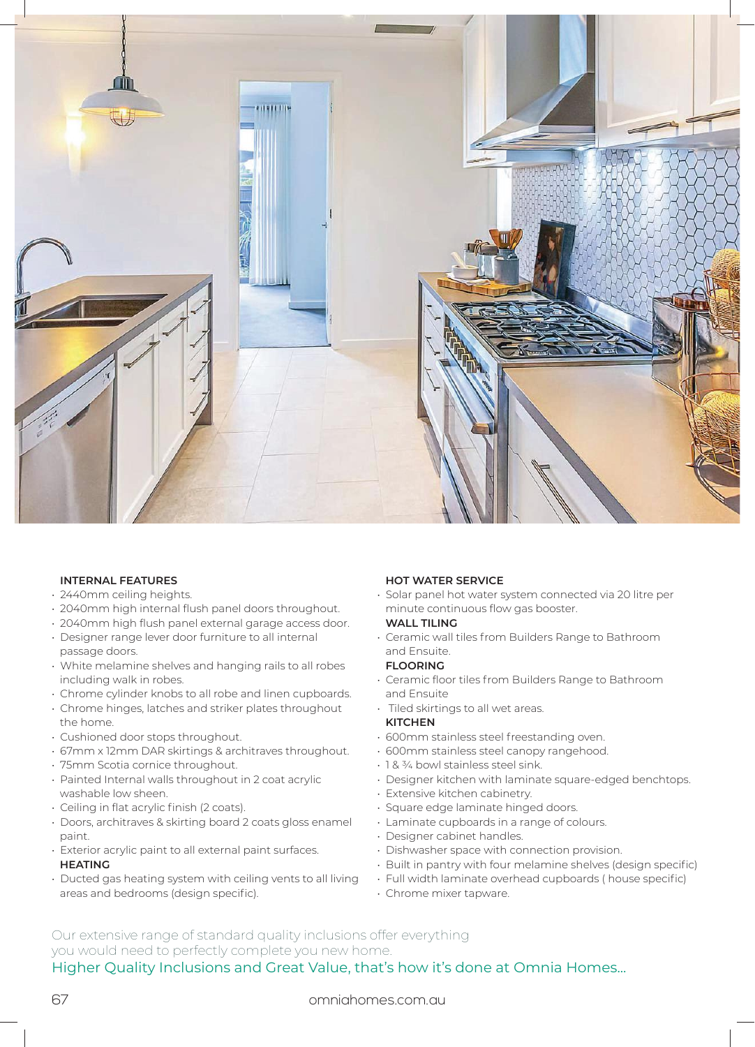## INTERNAL FEATURES

- 2440mm ceiling heights.
- 2040mm high internal flush panel doors throughout.
- 2040mm high flush panel external garage access door.
- Designer range lever door furniture to all internal passage doors.
- White melamine shelves and hanging rails to all robes including walk in robes.
- Chrome cylinder knobs to all robe and linen cupboards.
- Chrome hinges, latches and striker plates throughout the home.
- Cushioned door stops throughout.
- 67mm x 12mm DAR skirtings & architraves throughout.
- 75mm Scotia cornice throughout.
- Painted Internal walls throughout in 2 coat acrylic washable low sheen.
- Ceiling in flat acrylic finish (2 coats).
- Doors, architraves & skirting board 2 coats gloss enamel paint.
- Exterior acrylic paint to all external paint surfaces.

## HEATING

- Ducted gas heating system with ceiling vents to all living areas and bedrooms (design specific).

## HOT WATER SERVICE

- Solar panel hot water system connected via 20 litre per minute continuous flow gas booster.

## WALL TILING

- Ceramic wall tiles from Builders Range to Bathroom and Ensuite.

## FLOORING

- Ceramic floor tiles from Builders Range to Bathroom and Ensuite
- Tiled skirtings to all wet areas.

## KITCHEN

- 600mm stainless steel freestanding oven.
- 600mm stainless steel canopy rangehood.
- 1 & ¾ bowl stainless steel sink.
- Designer kitchen with laminate square-edged benchtops.
- Extensive kitchen cabinetry.
- Square edge laminate hinged doors.
- Laminate cupboards in a range of colours.
- Designer cabinet handles.
- Dishwasher space with connection provision.
- Built in pantry with four melamine shelves (design specific)
- Full width laminate overhead cupboards ( house specific)
- Chrome mixer tapware.

Our extensive range of standard quality inclusions offer everything you would need to perfectly complete you new home.

Higher Quality Inclusions and Great Value, that's how it's done at Omnia Homes...

omniahomes.com.au